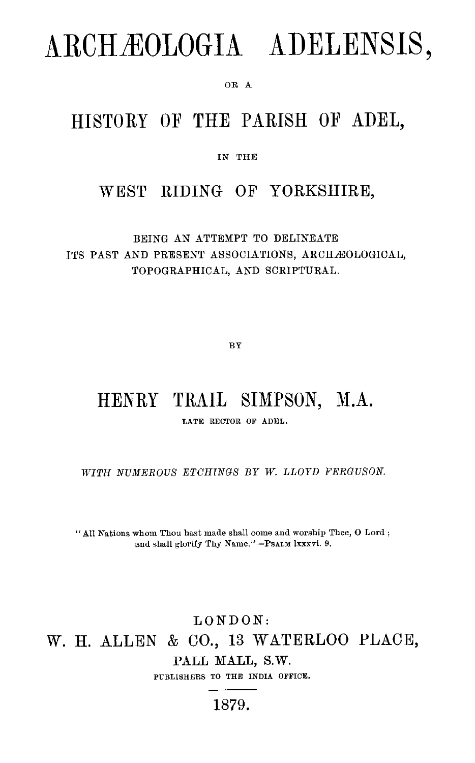# ARCHÆOLOGIA ADELENSIS,

OR A

## HISTORY OF THE PARISH OF ADEL,

IN THE

## WEST RIDING OF YORKSHIRE,

BEING AN ATTEMPT TO DELINEATE
ITS PAST AND PRESENT ASSOCIATIONS, ARCHÆOLOGICAL,
TOPOGRAPHICAL, AND SCRIPTURAL.

BY

## HENRY TRAIL SIMPSON, M.A.

LATE RECTOR OF ADEL.

*WITH NUMEROUS ETCHINGS BY W. LLOYD FERGUSON.*

"All Nations whom Thou hast made shall come and worship Thee, O Lord ; and shall glorify Thy Name."—PSALM lxxxvi. 9.

LONDON:
W. H. ALLEN & CO., 13 WATERLOO PLACE,
PALL MALL, S.W.
PUBLISHERS TO THE INDIA OFFICE.

1879.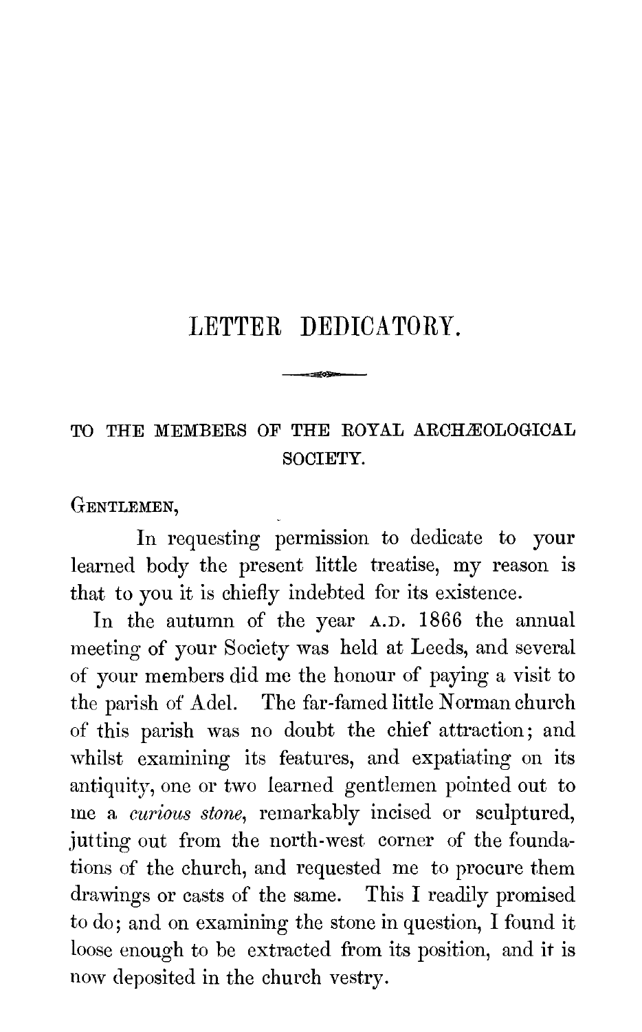# LETTER DEDICATORY.

TO THE MEMBERS OF THE ROYAL ARCHÆOLOGICAL SOCIETY.

GENTLEMEN,

In requesting permission to dedicate to your learned body the present little treatise, my reason is that to you it is chiefly indebted for its existence.

In the autumn of the year A.D. 1866 the annual meeting of your Society was held at Leeds, and several of your members did me the honour of paying a visit to the parish of Adel. The far-famed little Norman church of this parish was no doubt the chief attraction; and whilst examining its features, and expatiating on its antiquity, one or two learned gentlemen pointed out to me a *curious stone*, remarkably incised or sculptured, jutting out from the north-west corner of the foundations of the church, and requested me to procure them drawings or casts of the same. This I readily promised to do; and on examining the stone in question, I found it loose enough to be extracted from its position, and it is now deposited in the church vestry.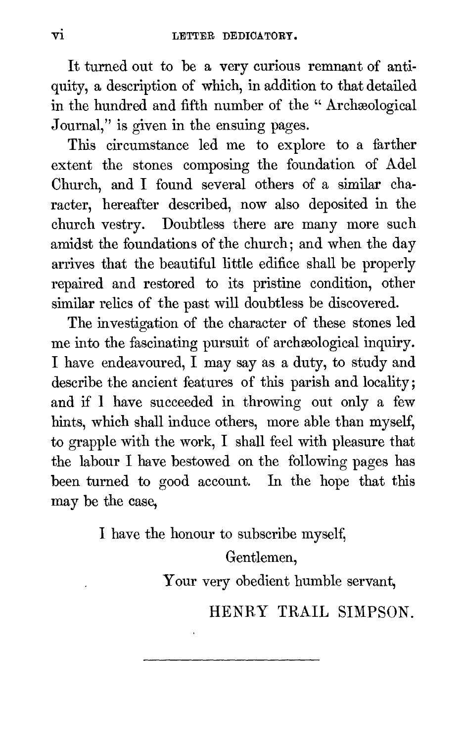It turned out to be a very curious remnant of antiquity, a description of which, in addition to that detailed in the hundred and fifth number of the "Archæological Journal," is given in the ensuing pages.

This circumstance led me to explore to a farther extent the stones composing the foundation of Adel Church, and I found several others of a similar character, hereafter described, now also deposited in the church vestry. Doubtless there are many more such amidst the foundations of the church; and when the day arrives that the beautiful little edifice shall be properly repaired and restored to its pristine condition, other similar relics of the past will doubtless be discovered.

The investigation of the character of these stones led me into the fascinating pursuit of archæological inquiry. I have endeavoured, I may say as a duty, to study and describe the ancient features of this parish and locality; and if I have succeeded in throwing out only a few hints, which shall induce others, more able than myself, to grapple with the work, I shall feel with pleasure that the labour I have bestowed on the following pages has been turned to good account. In the hope that this may be the case,

I have the honour to subscribe myself,

Gentlemen,

Your very obedient humble servant,

HENRY TRAIL SIMPSON.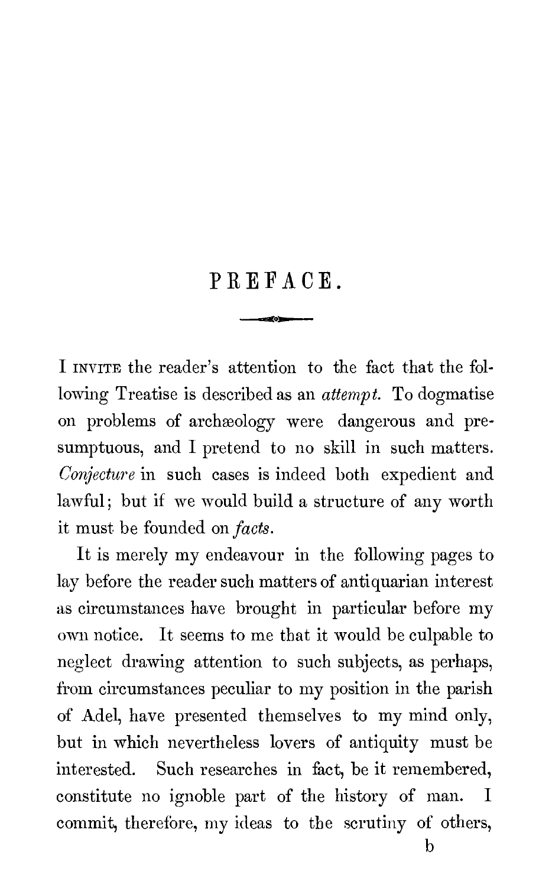# PREFACE.

I INVITE the reader's attention to the fact that the following Treatise is described as an *attempt*. To dogmatise on problems of archæology were dangerous and presumptuous, and I pretend to no skill in such matters. *Conjecture* in such cases is indeed both expedient and lawful; but if we would build a structure of any worth it must be founded on *facts*.

It is merely my endeavour in the following pages to lay before the reader such matters of antiquarian interest as circumstances have brought in particular before my own notice. It seems to me that it would be culpable to neglect drawing attention to such subjects, as perhaps, from circumstances peculiar to my position in the parish of Adel, have presented themselves to my mind only, but in which nevertheless lovers of antiquity must be interested. Such researches in fact, be it remembered, constitute no ignoble part of the history of man. I commit, therefore, my ideas to the scrutiny of others,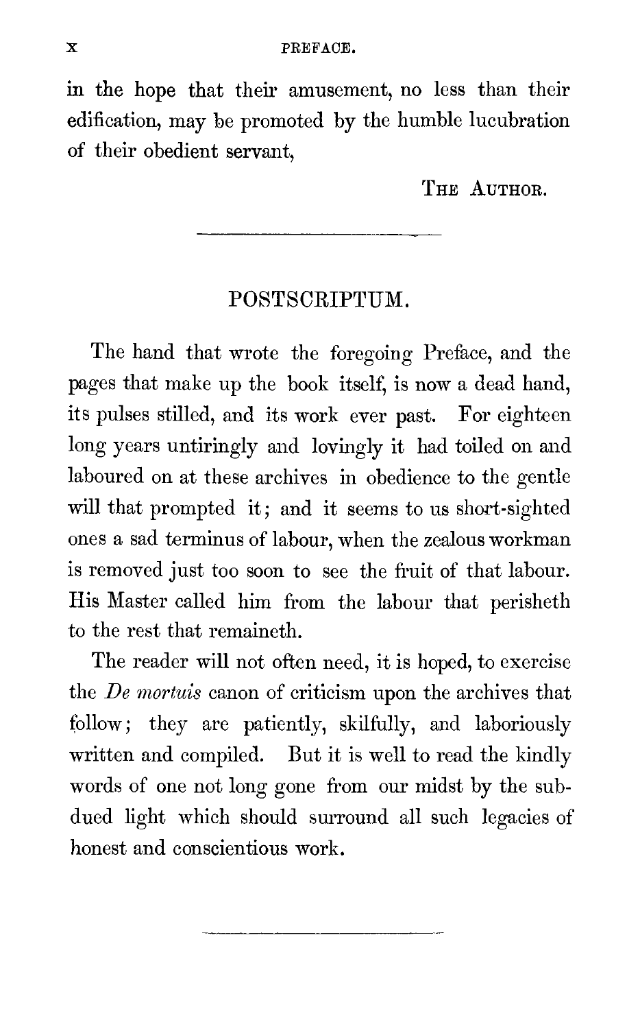in the hope that their amusement, no less than their edification, may be promoted by the humble lucubration of their obedient servant,

THE AUTHOR.

---

## POSTSCRIPTUM.

The hand that wrote the foregoing Preface, and the pages that make up the book itself, is now a dead hand, its pulses stilled, and its work ever past. For eighteen long years untiringly and lovingly it had toiled on and laboured on at these archives in obedience to the gentle will that prompted it; and it seems to us short-sighted ones a sad terminus of labour, when the zealous workman is removed just too soon to see the fruit of that labour. His Master called him from the labour that perisheth to the rest that remaineth.

The reader will not often need, it is hoped, to exercise the *De mortuis* canon of criticism upon the archives that follow; they are patiently, skilfully, and laboriously written and compiled. But it is well to read the kindly words of one not long gone from our midst by the subdued light which should surround all such legacies of honest and conscientious work.

---